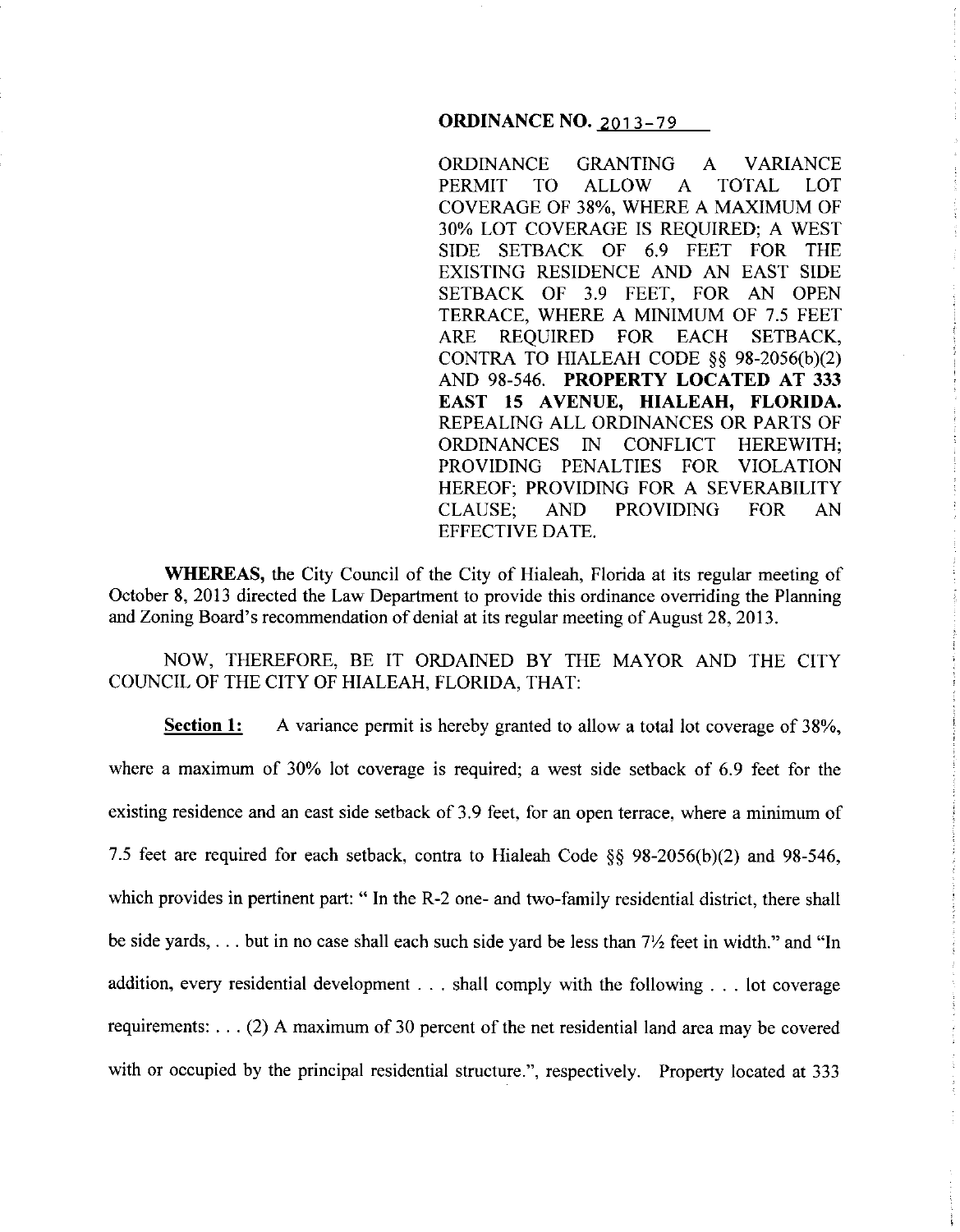**ORDINANCE NO. 2013-79**

ORDINANCE GRANTING A VARIANCE PERMIT TO ALLOW A TOTAL LOT COVERAGE OF 38%, WHERE A MAXIMUM OF 30% LOT COVERAGE IS REQUIRED; A WEST SIDE SETBACK OF 6.9 FEET FOR THE EXISTING RESIDENCE AND AN EAST SIDE SETBACK OF 3.9 FEET, FOR AN OPEN TERRACE, WHERE A MINIMUM OF 7.5 FEET ARE REQUIRED FOR EACH SETBACK, CONTRA TO HIALEAH CODE §§ 98-2056(b)(2) AND 98-546. **PROPERTY LOCATED AT 333 EAST 15 AVENUE, HIALEAH, FLORIDA.** REPEALING ALL ORDINANCES OR PARTS OF ORDINANCES IN CONFLICT HEREWITH; PROVIDING PENALTIES FOR VIOLATION HEREOF; PROVIDING FOR A SEVERABILITY CLAUSE; AND PROVIDING FOR AN EFFECTIVE DATE.

**WHEREAS,** the City Council of the City of Hialeah, Florida at its regular meeting of October 8, 2013 directed the Law Department to provide this ordinance overriding the Planning and Zoning Board's recommendation of denial at its regular meeting of August 28, 2013.

NOW, THEREFORE, BE IT ORDAINED BY THE MAYOR AND THE CITY COUNCIL OF THE CITY OF HIALEAH, FLORIDA, THAT:

**Section 1:** A variance permit is hereby granted to allow a total lot coverage of 38%, where a maximum of 30% lot coverage is required; a west side setback of 6.9 feet for the existing residence and an east side setback of 3.9 feet, for an open terrace, where a minimum of 7.5 feet are required for each setback, contra to Hialeah Code §§ 98-2056(b)(2) and 98-546, which provides in pertinent part: " In the R-2 one- and two-family residential district, there shall be side yards, . . . but in no case shall each such side yard be less than 7½ feet in width." and "In addition, every residential development . . . shall comply with the following . . . lot coverage requirements: . . . (2) A maximum of 30 percent of the net residential land area may be covered with or occupied by the principal residential structure.", respectively. Property located at 333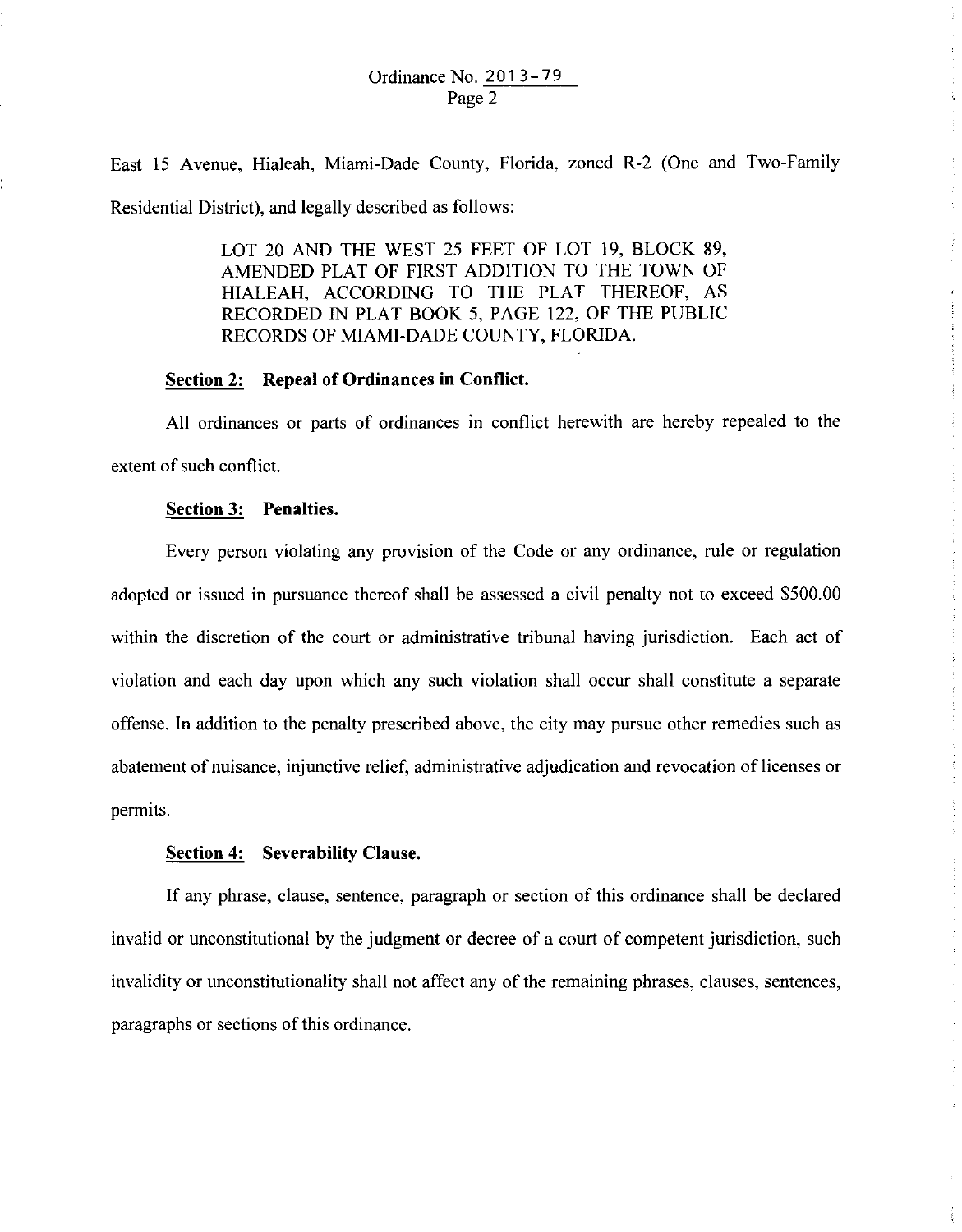East 15 Avenue, Hialeah, Miami-Dade County, Florida, zoned R-2 (One and Two-Family Residential District), and legally described as follows:

> LOT 20 AND THE WEST 25 FEET OF LOT 19, BLOCK 89, AMENDED PLAT OF FIRST ADDITION TO THE TOWN OF HIALEAH, ACCORDING TO THE PLAT THEREOF, AS RECORDED IN PLAT BOOK 5, PAGE 122, OF THE PUBLIC RECORDS OF MIAMI-DADE COUNTY, FLORIDA.

**Section 2: Repeal of Ordinances in Conflict.**

All ordinances or parts of ordinances in conflict herewith are hereby repealed to the extent of such conflict.

**Section 3: Penalties.**

Every person violating any provision of the Code or any ordinance, rule or regulation adopted or issued in pursuance thereof shall be assessed a civil penalty not to exceed $500.00 within the discretion of the court or administrative tribunal having jurisdiction. Each act of violation and each day upon which any such violation shall occur shall constitute a separate offense. In addition to the penalty prescribed above, the city may pursue other remedies such as abatement of nuisance, injunctive relief, administrative adjudication and revocation of licenses or permits.

**Section 4: Severability Clause.**

If any phrase, clause, sentence, paragraph or section of this ordinance shall be declared invalid or unconstitutional by the judgment or decree of a court of competent jurisdiction, such invalidity or unconstitutionality shall not affect any of the remaining phrases, clauses, sentences, paragraphs or sections of this ordinance.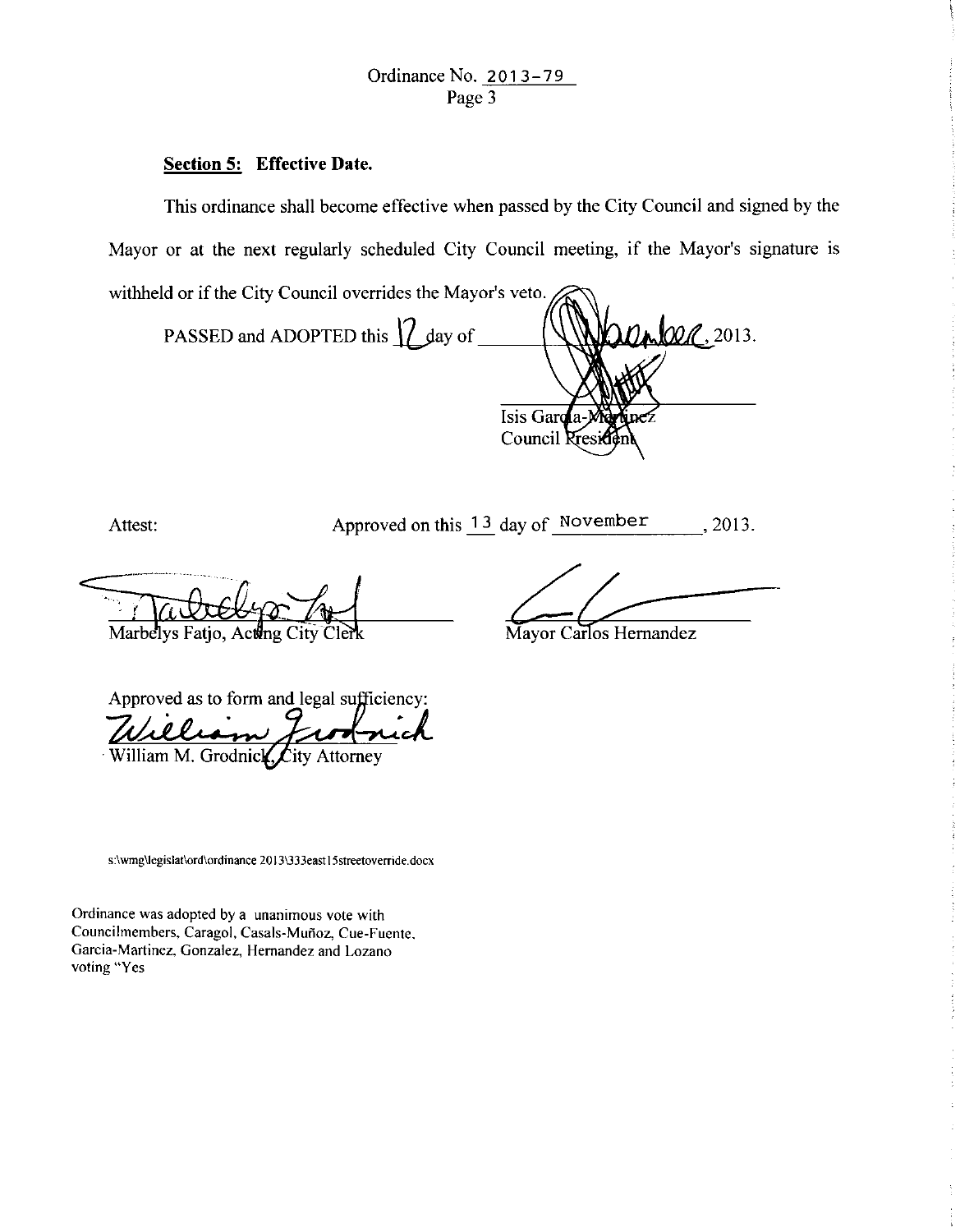Ordinance No. 2013-79
Page 3

**Section 5: Effective Date.**

This ordinance shall become effective when passed by the City Council and signed by the Mayor or at the next regularly scheduled City Council meeting, if the Mayor's signature is withheld or if the City Council overrides the Mayor's veto.

PASSED and ADOPTED this 12 day of November, 2013.

Isis Garcia-Martinez
Council President

Attest:

Approved on this 13 day of November, 2013.

Marbelys Fatjo, Acting City Clerk

Mayor Carlos Hernandez

Approved as to form and legal sufficiency:

William M. Grodnick, City Attorney

s:\wmg\legislat\ord\ordinance 2013\333east15streetoverride.docx

Ordinance was adopted by a unanimous vote with Councilmembers, Caragol, Casals-Muñoz, Cue-Fuente, Garcia-Martinez, Gonzalez, Hernandez and Lozano voting "Yes